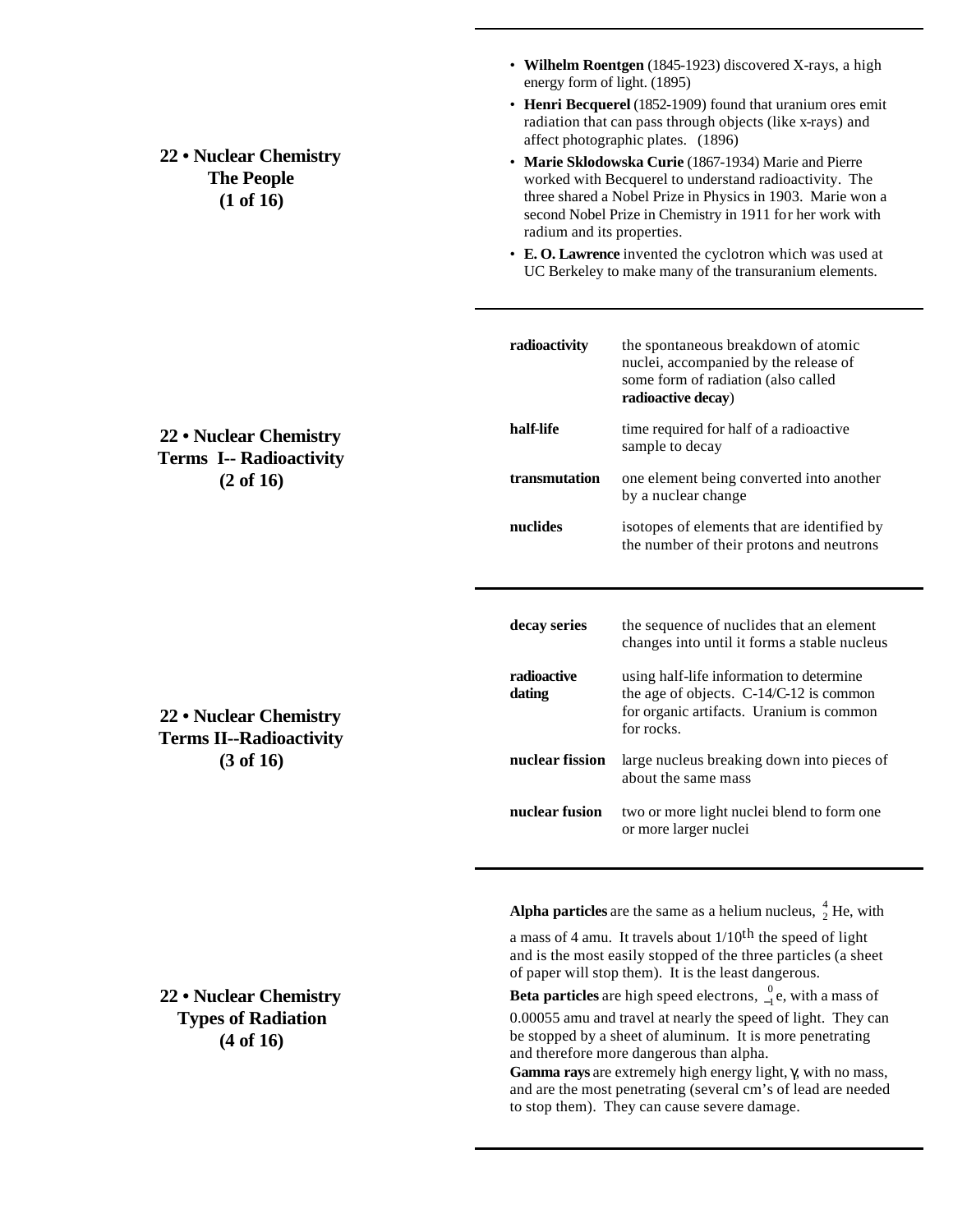## 22 • Nuclear Chemistry The People (1 of 16)

- **Wilhelm Roentgen** (1845-1923) discovered X-rays, a high energy form of light. (1895)
- **Henri Becquerel** (1852-1909) found that uranium ores emit radiation that can pass through objects (like x-rays) and affect photographic plates. (1896)
- **Marie Sklodowska Curie** (1867-1934) Marie and Pierre worked with Becquerel to understand radioactivity. The three shared a Nobel Prize in Physics in 1903. Marie won a second Nobel Prize in Chemistry in 1911 for her work with radium and its properties.
- **E. O. Lawrence** invented the cyclotron which was used at UC Berkeley to make many of the transuranium elements.

## 22 • Nuclear Chemistry Terms I-- Radioactivity (2 of 16)

| | |
|---|---|
| **radioactivity** | the spontaneous breakdown of atomic nuclei, accompanied by the release of some form of radiation (also called **radioactive decay**) |
| **half-life** | time required for half of a radioactive sample to decay |
| **transmutation** | one element being converted into another by a nuclear change |
| **nuclides** | isotopes of elements that are identified by the number of their protons and neutrons |

## 22 • Nuclear Chemistry Terms II--Radioactivity (3 of 16)

| | |
|---|---|
| **decay series** | the sequence of nuclides that an element changes into until it forms a stable nucleus |
| **radioactive dating** | using half-life information to determine the age of objects. C-14/C-12 is common for organic artifacts. Uranium is common for rocks. |
| **nuclear fission** | large nucleus breaking down into pieces of about the same mass |
| **nuclear fusion** | two or more light nuclei blend to form one or more larger nuclei |

## 22 • Nuclear Chemistry Types of Radiation (4 of 16)

**Alpha particles** are the same as a helium nucleus, $^{4}_{2}He$, with a mass of 4 amu. It travels about 1/10$^{th}$ the speed of light and is the most easily stopped of the three particles (a sheet of paper will stop them). It is the least dangerous.

**Beta particles** are high speed electrons, $^{0}_{-1}e$, with a mass of 0.00055 amu and travel at nearly the speed of light. They can be stopped by a sheet of aluminum. It is more penetrating and therefore more dangerous than alpha.

**Gamma rays** are extremely high energy light, $\gamma$, with no mass, and are the most penetrating (several cm's of lead are needed to stop them). They can cause severe damage.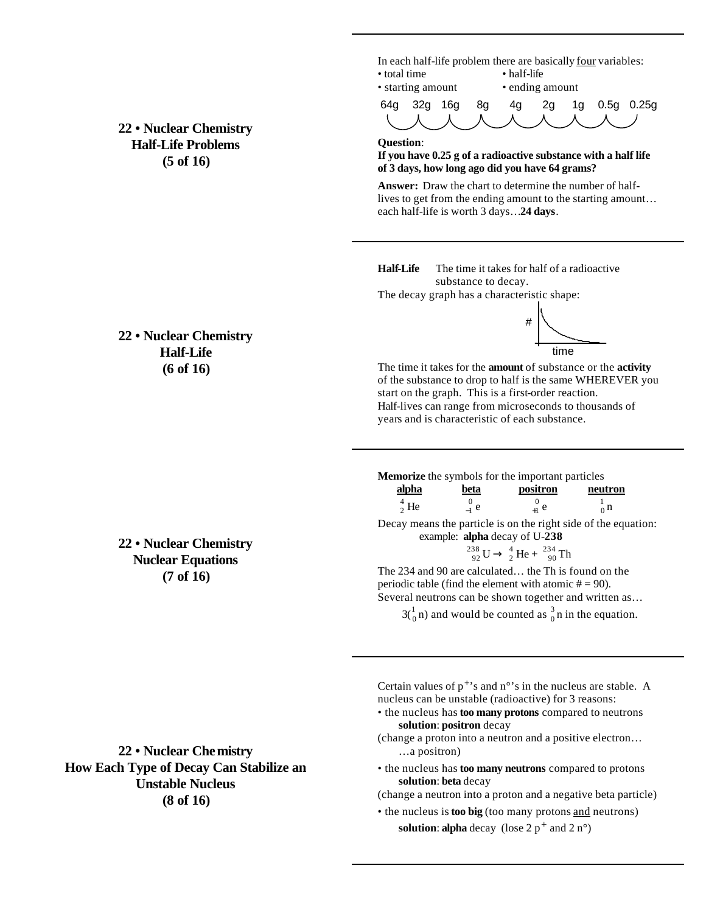## 22 • Nuclear Chemistry Half-Life Problems (5 of 16)

In each half-life problem there are basically <u>four</u> variables:

- total time
- half-life
- starting amount
- ending amount

64g 32g 16g 8g 4g 2g 1g 0.5g 0.25g

**Question**:
**If you have 0.25 g of a radioactive substance with a half life of 3 days, how long ago did you have 64 grams?**

**Answer:** Draw the chart to determine the number of half-lives to get from the ending amount to the starting amount… each half-life is worth 3 days…**24 days**.

## 22 • Nuclear Chemistry Half-Life (6 of 16)

**Half-Life** The time it takes for half of a radioactive substance to decay.

The decay graph has a characteristic shape:

The time it takes for the **amount** of substance or the **activity** of the substance to drop to half is the same WHEREVER you start on the graph. This is a first-order reaction.
Half-lives can range from microseconds to thousands of years and is characteristic of each substance.

## 22 • Nuclear Chemistry Nuclear Equations (7 of 16)

**Memorize** the symbols for the important particles

| alpha | beta | positron | neutron |
|---|---|---|---|
| $^{4}_{2}\text{He}$ | $^{0}_{-1}\text{e}$ | $^{0}_{+1}\text{e}$ | $^{1}_{0}\text{n}$ |

Decay means the particle is on the right side of the equation:

example: **alpha** decay of U-**238**

$$^{238}_{92}\text{U} \rightarrow \, ^{4}_{2}\text{He} + \, ^{234}_{90}\text{Th}$$

The 234 and 90 are calculated… the Th is found on the periodic table (find the element with atomic # = 90).
Several neutrons can be shown together and written as…

$3(^{1}_{0}\text{n})$ and would be counted as $^{3}_{0}\text{n}$ in the equation.

## 22 • Nuclear Chemistry How Each Type of Decay Can Stabilize an Unstable Nucleus (8 of 16)

Certain values of $p^+$'s and n°'s in the nucleus are stable. A nucleus can be unstable (radioactive) for 3 reasons:

- the nucleus has **too many protons** compared to neutrons
  **solution**: **positron** decay
  (change a proton into a neutron and a positive electron… …a positron)
- the nucleus has **too many neutrons** compared to protons
  **solution**: **beta** decay
  (change a neutron into a proton and a negative beta particle)
- the nucleus is **too big** (too many protons <u>and</u> neutrons)
  **solution**: **alpha** decay (lose 2 $p^+$ and 2 n°)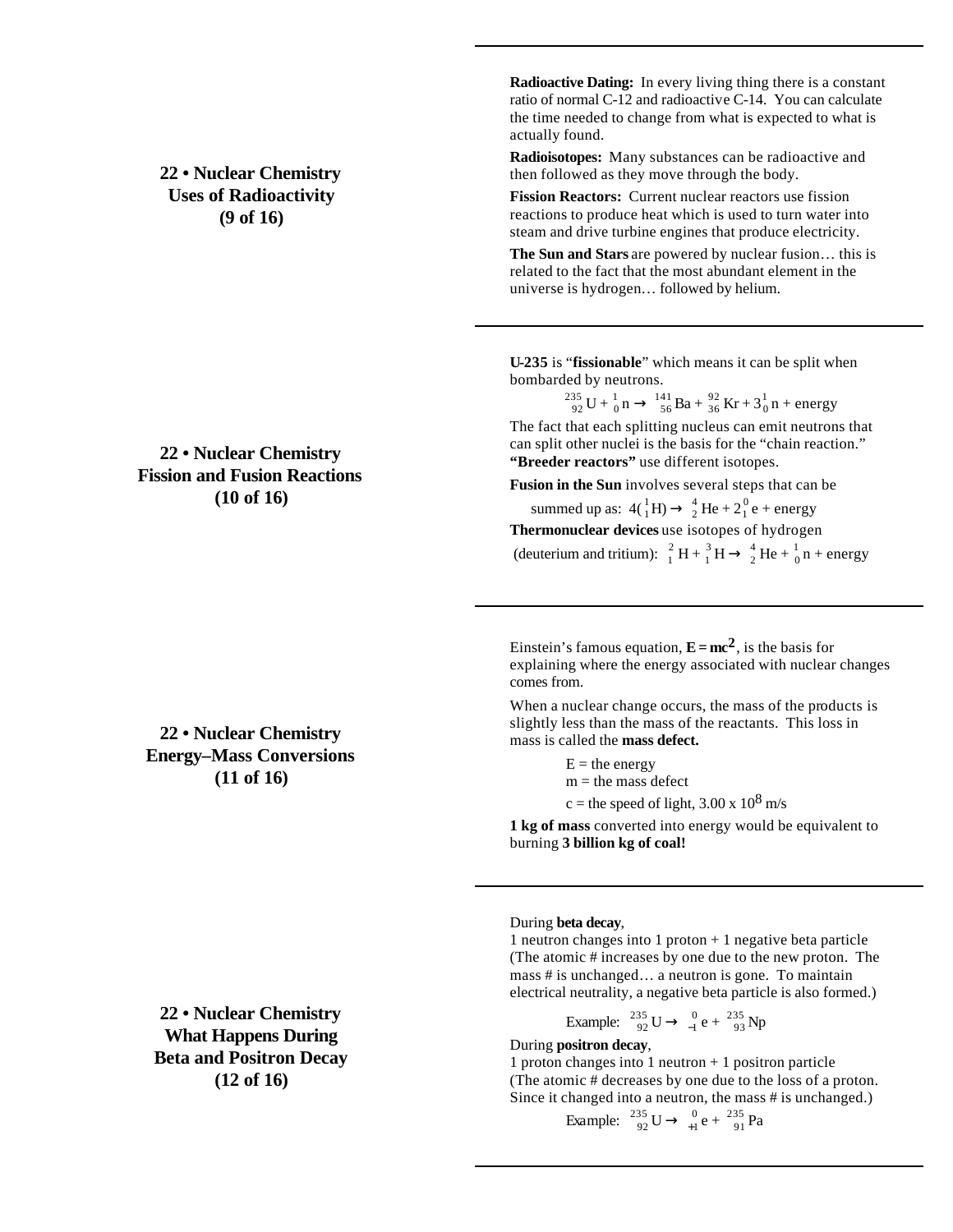## 22 • Nuclear Chemistry Uses of Radioactivity (9 of 16)

**Radioactive Dating:** In every living thing there is a constant ratio of normal C-12 and radioactive C-14. You can calculate the time needed to change from what is expected to what is actually found.

**Radioisotopes:** Many substances can be radioactive and then followed as they move through the body.

**Fission Reactors:** Current nuclear reactors use fission reactions to produce heat which is used to turn water into steam and drive turbine engines that produce electricity.

**The Sun and Stars** are powered by nuclear fusion… this is related to the fact that the most abundant element in the universe is hydrogen… followed by helium.

## 22 • Nuclear Chemistry Fission and Fusion Reactions (10 of 16)

**U-235** is "**fissionable**" which means it can be split when bombarded by neutrons.

$$^{235}_{92}U + ^{1}_{0}n \rightarrow ^{141}_{56}Ba + ^{92}_{36}Kr + 3^{1}_{0}n + \text{energy}$$

The fact that each splitting nucleus can emit neutrons that can split other nuclei is the basis for the "chain reaction." **"Breeder reactors"** use different isotopes.

**Fusion in the Sun** involves several steps that can be summed up as: $4(^{1}_{1}H) \rightarrow ^{4}_{2}He + 2^{0}_{1}e + \text{energy}$

**Thermonuclear devices** use isotopes of hydrogen (deuterium and tritium): $^{2}_{1}H + ^{3}_{1}H \rightarrow ^{4}_{2}He + ^{1}_{0}n + \text{energy}$

## 22 • Nuclear Chemistry Energy–Mass Conversions (11 of 16)

Einstein's famous equation, $\mathbf{E = mc^2}$, is the basis for explaining where the energy associated with nuclear changes comes from.

When a nuclear change occurs, the mass of the products is slightly less than the mass of the reactants. This loss in mass is called the **mass defect.**

- E = the energy
- m = the mass defect
- c = the speed of light, $3.00 \times 10^8$ m/s

**1 kg of mass** converted into energy would be equivalent to burning **3 billion kg of coal!**

## 22 • Nuclear Chemistry What Happens During Beta and Positron Decay (12 of 16)

During **beta decay**,
1 neutron changes into 1 proton + 1 negative beta particle
(The atomic # increases by one due to the new proton. The mass # is unchanged… a neutron is gone. To maintain electrical neutrality, a negative beta particle is also formed.)

Example: $^{235}_{92}U \rightarrow ^{0}_{-1}e + ^{235}_{93}Np$

During **positron decay**,
1 proton changes into 1 neutron + 1 positron particle
(The atomic # decreases by one due to the loss of a proton. Since it changed into a neutron, the mass # is unchanged.)

Example: $^{235}_{92}U \rightarrow ^{0}_{+1}e + ^{235}_{91}Pa$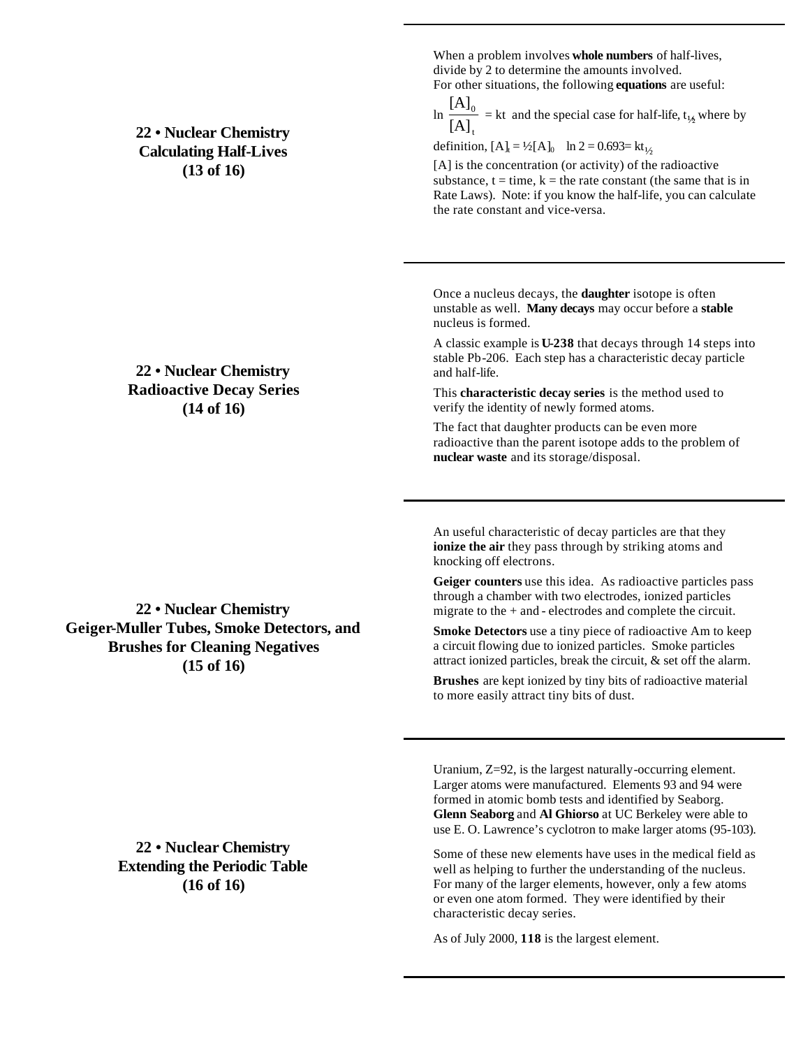## 22 • Nuclear Chemistry
## Calculating Half-Lives
## (13 of 16)

When a problem involves **whole numbers** of half-lives, divide by 2 to determine the amounts involved.
For other situations, the following **equations** are useful:

$\ln \dfrac{[A]_0}{[A]_t} = kt$ and the special case for half-life, $t_{1/2}$ where by definition, $[A]_t = ½[A]_0$ $\ln 2 = 0.693 = kt_{1/2}$

[A] is the concentration (or activity) of the radioactive substance, t = time, k = the rate constant (the same that is in Rate Laws). Note: if you know the half-life, you can calculate the rate constant and vice-versa.

## 22 • Nuclear Chemistry
## Radioactive Decay Series
## (14 of 16)

Once a nucleus decays, the **daughter** isotope is often unstable as well. **Many decays** may occur before a **stable** nucleus is formed.

A classic example is **U-238** that decays through 14 steps into stable Pb-206. Each step has a characteristic decay particle and half-life.

This **characteristic decay series** is the method used to verify the identity of newly formed atoms.

The fact that daughter products can be even more radioactive than the parent isotope adds to the problem of **nuclear waste** and its storage/disposal.

## 22 • Nuclear Chemistry
## Geiger-Muller Tubes, Smoke Detectors, and Brushes for Cleaning Negatives
## (15 of 16)

An useful characteristic of decay particles are that they **ionize the air** they pass through by striking atoms and knocking off electrons.

**Geiger counters** use this idea. As radioactive particles pass through a chamber with two electrodes, ionized particles migrate to the + and - electrodes and complete the circuit.

**Smoke Detectors** use a tiny piece of radioactive Am to keep a circuit flowing due to ionized particles. Smoke particles attract ionized particles, break the circuit, & set off the alarm.

**Brushes** are kept ionized by tiny bits of radioactive material to more easily attract tiny bits of dust.

## 22 • Nuclear Chemistry
## Extending the Periodic Table
## (16 of 16)

Uranium, Z=92, is the largest naturally-occurring element. Larger atoms were manufactured. Elements 93 and 94 were formed in atomic bomb tests and identified by Seaborg. **Glenn Seaborg** and **Al Ghiorso** at UC Berkeley were able to use E. O. Lawrence's cyclotron to make larger atoms (95-103).

Some of these new elements have uses in the medical field as well as helping to further the understanding of the nucleus. For many of the larger elements, however, only a few atoms or even one atom formed. They were identified by their characteristic decay series.

As of July 2000, **118** is the largest element.